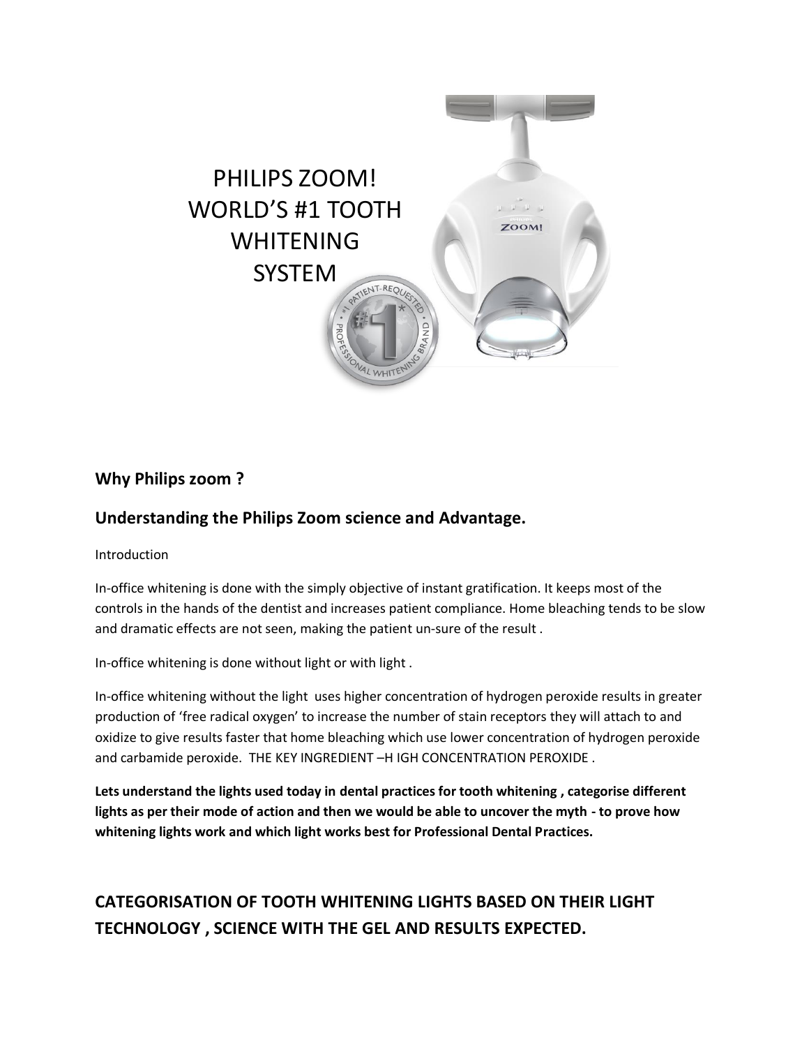# PHILIPS ZOOM! WORLD'S #1 TOOTH WHITENING SYSTEM

## Why Philips zoom ?

## Understanding the Philips Zoom science and Advantage.

Introduction

In-office whitening is done with the simply objective of instant gratification. It keeps most of the controls in the hands of the dentist and increases patient compliance. Home bleaching tends to be slow and dramatic effects are not seen, making the patient un-sure of the result .

In-office whitening is done without light or with light .

In-office whitening without the light uses higher concentration of hydrogen peroxide results in greater production of 'free radical oxygen' to increase the number of stain receptors they will attach to and oxidize to give results faster that home bleaching which use lower concentration of hydrogen peroxide and carbamide peroxide. THE KEY INGREDIENT –H IGH CONCENTRATION PEROXIDE .

**Lets understand the lights used today in dental practices for tooth whitening , categorise different lights as per their mode of action and then we would be able to uncover the myth - to prove how whitening lights work and which light works best for Professional Dental Practices.**

## CATEGORISATION OF TOOTH WHITENING LIGHTS BASED ON THEIR LIGHT TECHNOLOGY , SCIENCE WITH THE GEL AND RESULTS EXPECTED.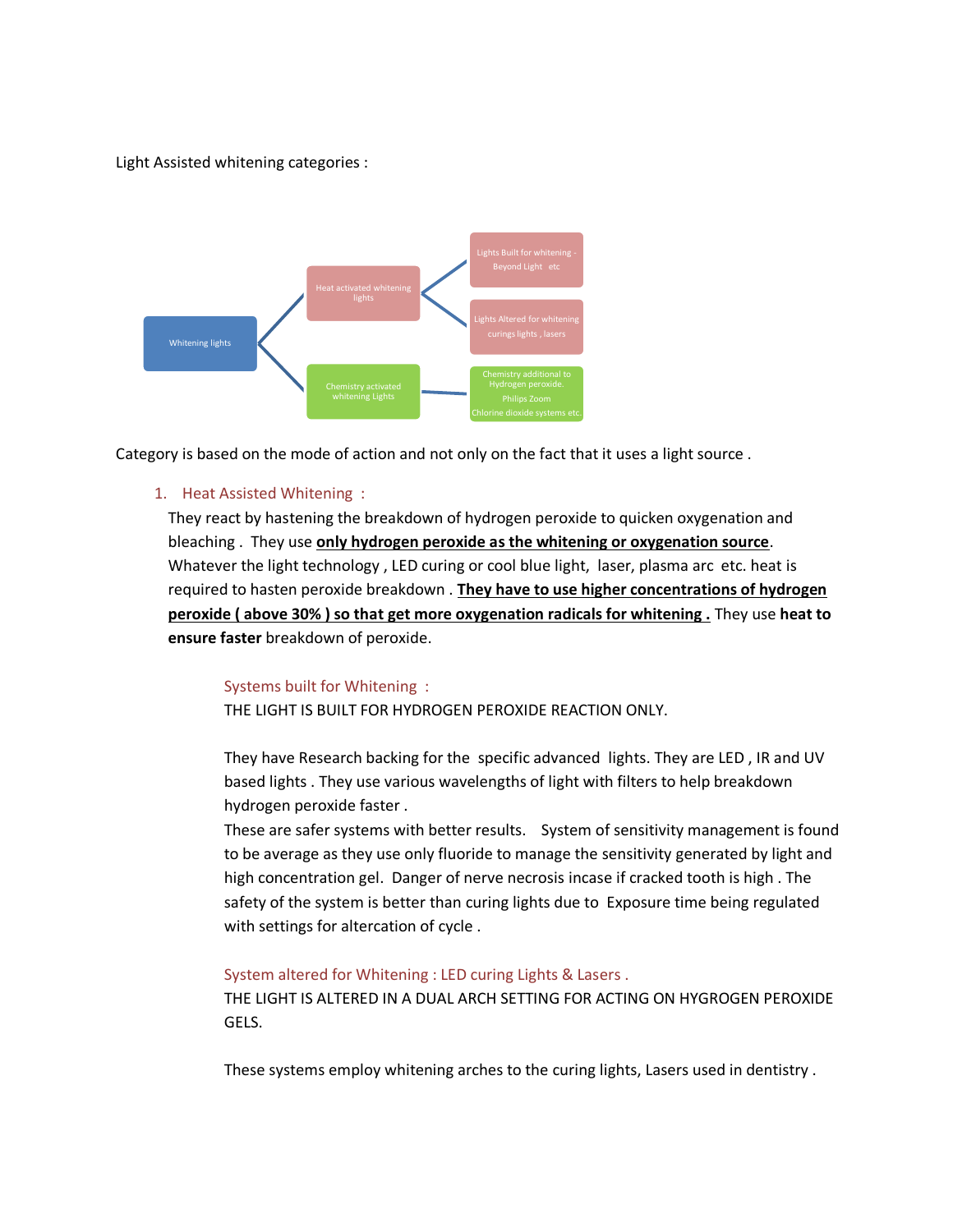Light Assisted whitening categories :

- Whitening lights
  - Heat activated whitening lights
    - Lights Built for whitening - Beyond Light etc
    - Lights Altered for whitening curings lights , lasers
  - Chemistry activated whitening Lights
    - Chemistry additional to Hydrogen peroxide. Philips Zoom Chlorine dioxide systems etc.

Category is based on the mode of action and not only on the fact that it uses a light source .

1. Heat Assisted Whitening :

   They react by hastening the breakdown of hydrogen peroxide to quicken oxygenation and bleaching . They use **only hydrogen peroxide as the whitening or oxygenation source**. Whatever the light technology , LED curing or cool blue light, laser, plasma arc etc. heat is required to hasten peroxide breakdown . **They have to use higher concentrations of hydrogen peroxide ( above 30% ) so that get more oxygenation radicals for whitening .** They use **heat to ensure faster** breakdown of peroxide.

   Systems built for Whitening :

   THE LIGHT IS BUILT FOR HYDROGEN PEROXIDE REACTION ONLY.

   They have Research backing for the specific advanced lights. They are LED , IR and UV based lights . They use various wavelengths of light with filters to help breakdown hydrogen peroxide faster .

   These are safer systems with better results. System of sensitivity management is found to be average as they use only fluoride to manage the sensitivity generated by light and high concentration gel. Danger of nerve necrosis incase if cracked tooth is high . The safety of the system is better than curing lights due to Exposure time being regulated with settings for altercation of cycle .

   System altered for Whitening : LED curing Lights & Lasers .

   THE LIGHT IS ALTERED IN A DUAL ARCH SETTING FOR ACTING ON HYGROGEN PEROXIDE GELS.

   These systems employ whitening arches to the curing lights, Lasers used in dentistry .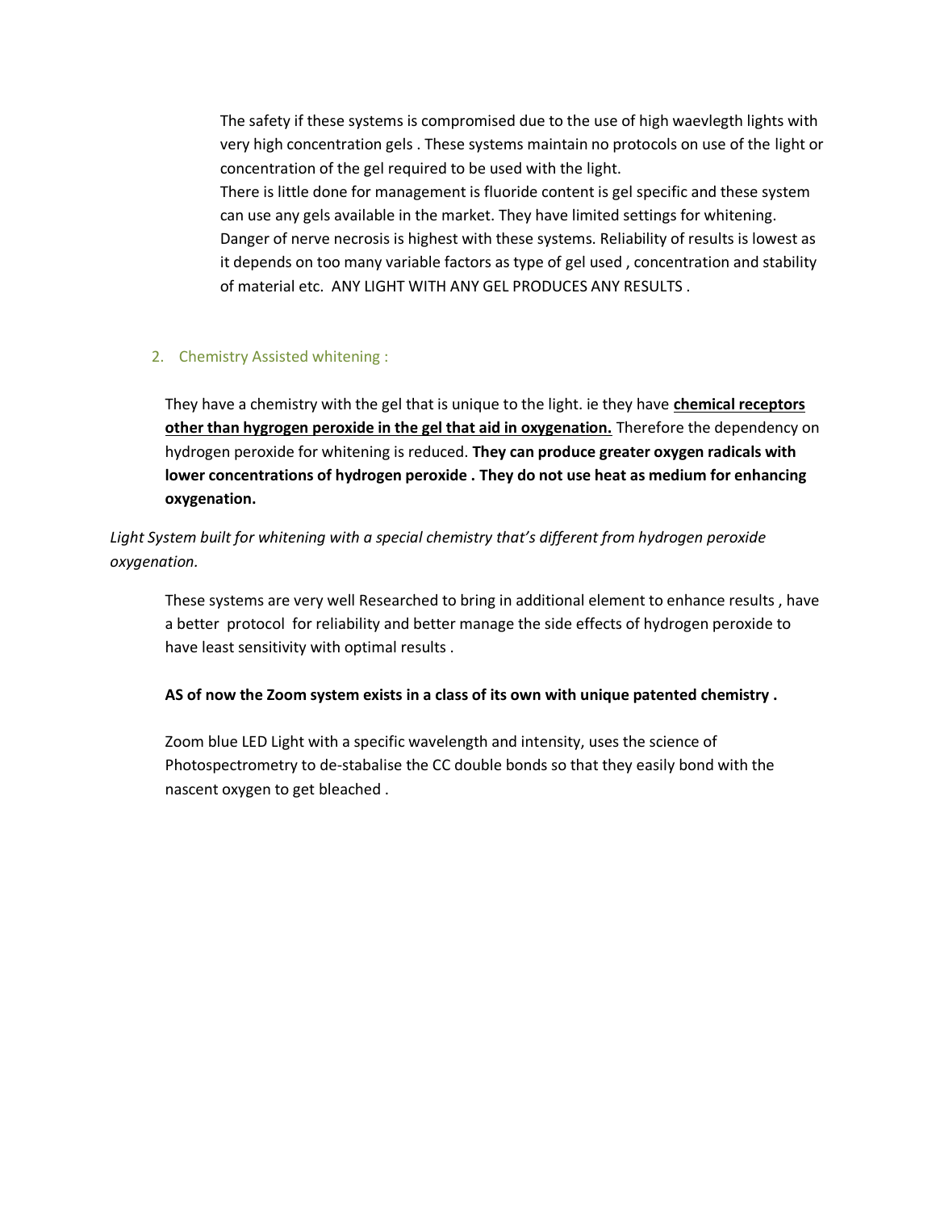The safety if these systems is compromised due to the use of high waevlegth lights with very high concentration gels . These systems maintain no protocols on use of the light or concentration of the gel required to be used with the light.
There is little done for management is fluoride content is gel specific and these system can use any gels available in the market. They have limited settings for whitening. Danger of nerve necrosis is highest with these systems. Reliability of results is lowest as it depends on too many variable factors as type of gel used , concentration and stability of material etc. ANY LIGHT WITH ANY GEL PRODUCES ANY RESULTS .

## 2. Chemistry Assisted whitening :

They have a chemistry with the gel that is unique to the light. ie they have **chemical receptors other than hygrogen peroxide in the gel that aid in oxygenation.** Therefore the dependency on hydrogen peroxide for whitening is reduced. **They can produce greater oxygen radicals with lower concentrations of hydrogen peroxide . They do not use heat as medium for enhancing oxygenation.**

*Light System built for whitening with a special chemistry that's different from hydrogen peroxide oxygenation.*

These systems are very well Researched to bring in additional element to enhance results , have a better protocol for reliability and better manage the side effects of hydrogen peroxide to have least sensitivity with optimal results .

**AS of now the Zoom system exists in a class of its own with unique patented chemistry .**

Zoom blue LED Light with a specific wavelength and intensity, uses the science of Photospectrometry to de-stabalise the CC double bonds so that they easily bond with the nascent oxygen to get bleached .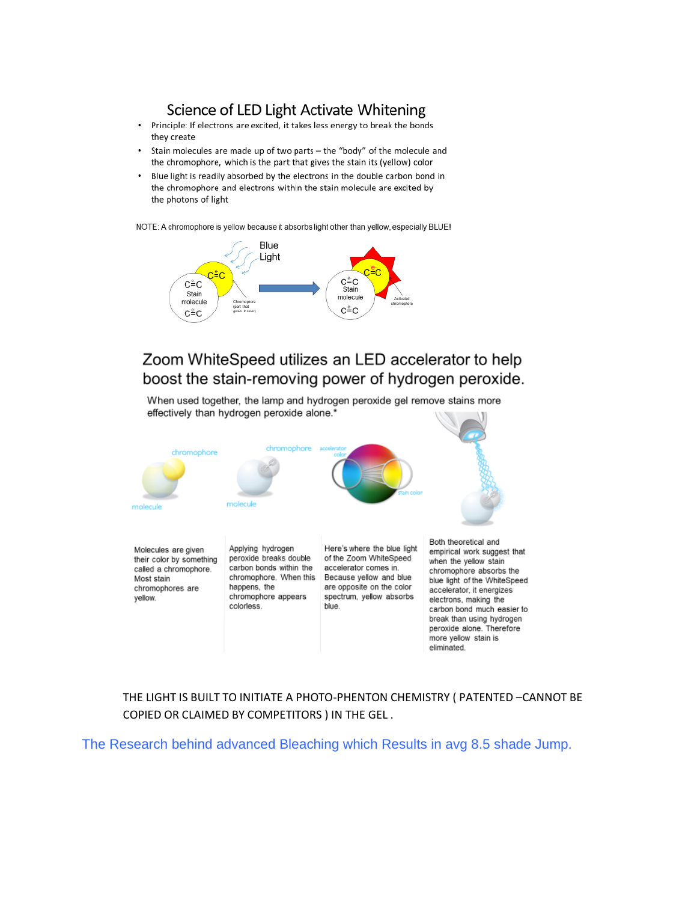# Science of LED Light Activate Whitening

- Principle: If electrons are excited, it takes less energy to break the bonds they create
- Stain molecules are made up of two parts – the "body" of the molecule and the chromophore, which is the part that gives the stain its (yellow) color
- Blue light is readily absorbed by the electrons in the double carbon bond in the chromophore and electrons within the stain molecule are excited by the photons of light

NOTE: A chromophore is yellow because it absorbs light other than yellow, especially BLUE!

## Zoom WhiteSpeed utilizes an LED accelerator to help boost the stain-removing power of hydrogen peroxide.

When used together, the lamp and hydrogen peroxide gel remove stains more effectively than hydrogen peroxide alone.*

Molecules are given their color by something called a chromophore. Most stain chromophores are yellow.

Applying hydrogen peroxide breaks double carbon bonds within the chromophore. When this happens, the chromophore appears colorless.

Here's where the blue light of the Zoom WhiteSpeed accelerator comes in. Because yellow and blue are opposite on the color spectrum, yellow absorbs blue.

Both theoretical and empirical work suggest that when the yellow stain chromophore absorbs the blue light of the WhiteSpeed accelerator, it energizes electrons, making the carbon bond much easier to break than using hydrogen peroxide alone. Therefore more yellow stain is eliminated.

THE LIGHT IS BUILT TO INITIATE A PHOTO-PHENTON CHEMISTRY ( PATENTED –CANNOT BE COPIED OR CLAIMED BY COMPETITORS ) IN THE GEL .

The Research behind advanced Bleaching which Results in avg 8.5 shade Jump.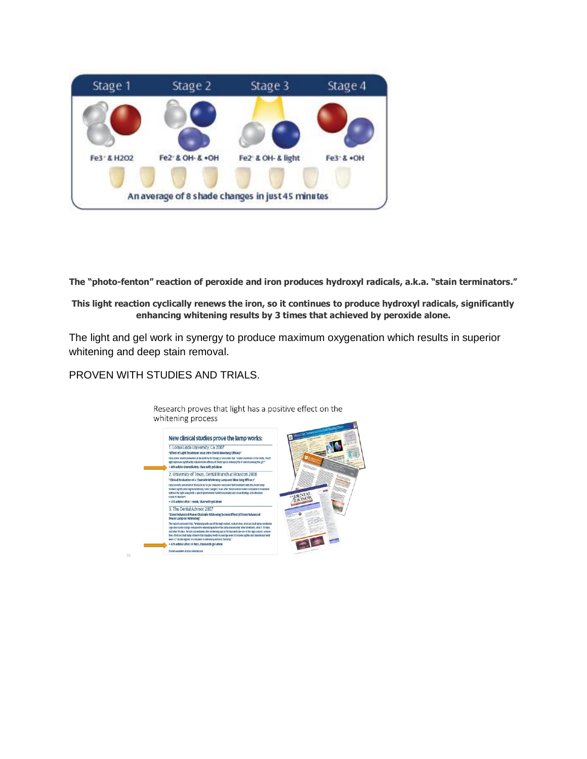**The "photo-fenton" reaction of peroxide and iron produces hydroxyl radicals, a.k.a. "stain terminators."**

**This light reaction cyclically renews the iron, so it continues to produce hydroxyl radicals, significantly enhancing whitening results by 3 times that achieved by peroxide alone.**

The light and gel work in synergy to produce maximum oxygenation which results in superior whitening and deep stain removal.

PROVEN WITH STUDIES AND TRIALS.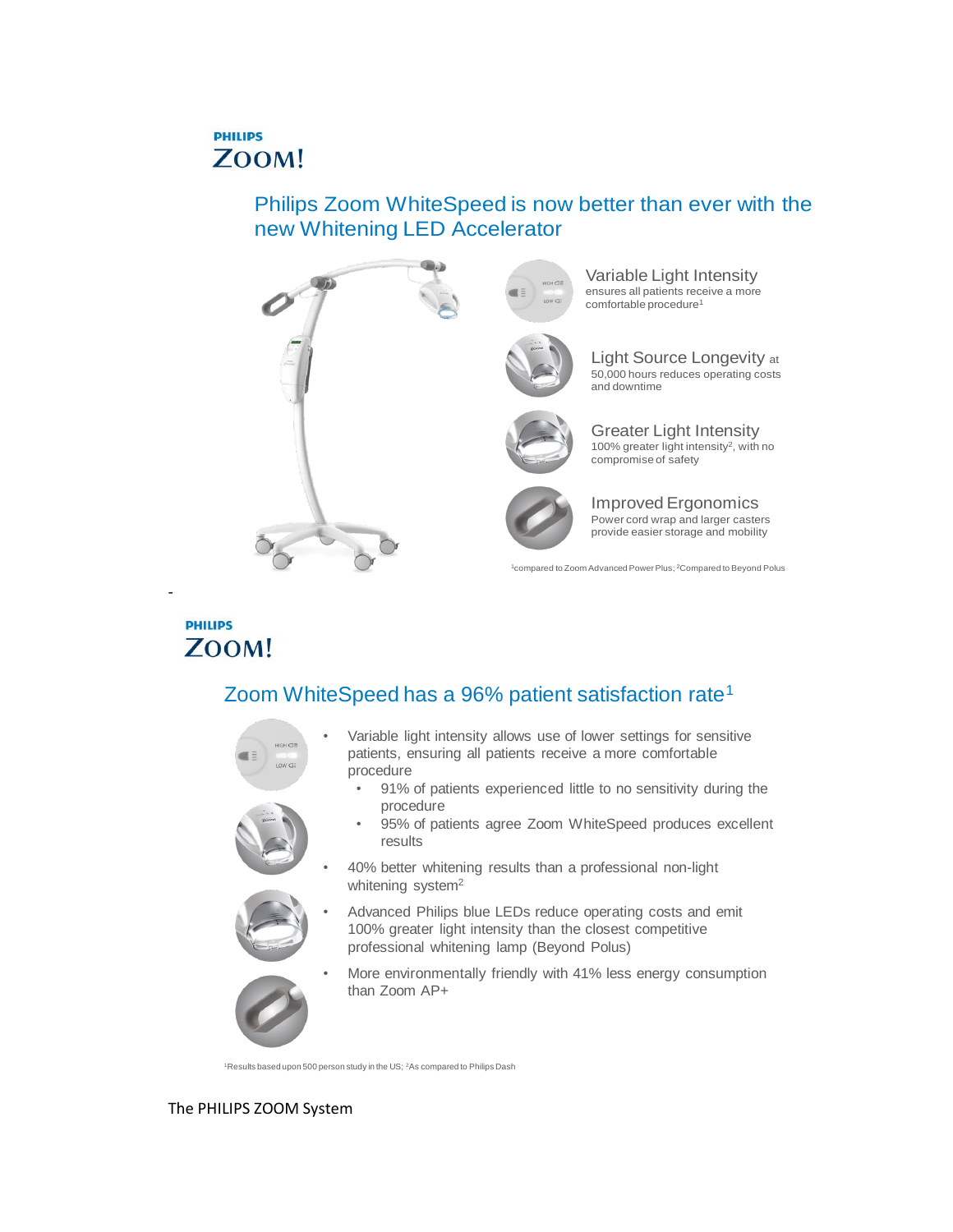**PHILIPS**
**ZOOM!**

## Philips Zoom WhiteSpeed is now better than ever with the new Whitening LED Accelerator

**Variable Light Intensity** ensures all patients receive a more comfortable procedure[1]

**Light Source Longevity** at 50,000 hours reduces operating costs and downtime

**Greater Light Intensity** 100% greater light intensity[2], with no compromise of safety

**Improved Ergonomics** Power cord wrap and larger casters provide easier storage and mobility

[1]compared to Zoom Advanced Power Plus; [2]Compared to Beyond Polus

-

**PHILIPS**
**ZOOM!**

## Zoom WhiteSpeed has a 96% patient satisfaction rate[1]

- Variable light intensity allows use of lower settings for sensitive patients, ensuring all patients receive a more comfortable procedure
  - 91% of patients experienced little to no sensitivity during the procedure
  - 95% of patients agree Zoom WhiteSpeed produces excellent results
- 40% better whitening results than a professional non-light whitening system[2]
- Advanced Philips blue LEDs reduce operating costs and emit 100% greater light intensity than the closest competitive professional whitening lamp (Beyond Polus)
- More environmentally friendly with 41% less energy consumption than Zoom AP+

[1]Results based upon 500 person study in the US; [2]As compared to Philips Dash

The PHILIPS ZOOM System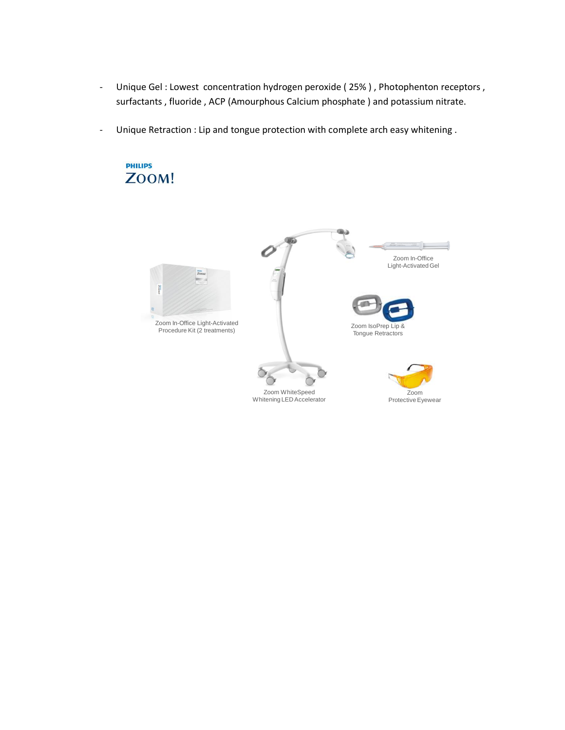- Unique Gel : Lowest  concentration hydrogen peroxide ( 25% ) , Photophenton receptors , surfactants , fluoride , ACP (Amourphous Calcium phosphate ) and potassium nitrate.

- Unique Retraction : Lip and tongue protection with complete arch easy whitening .

PHILIPS
ZOOM!

Zoom In-Office Light-Activated Procedure Kit (2 treatments)

Zoom WhiteSpeed Whitening LED Accelerator

Zoom In-Office Light-Activated Gel

Zoom IsoPrep Lip & Tongue Retractors

Zoom Protective Eyewear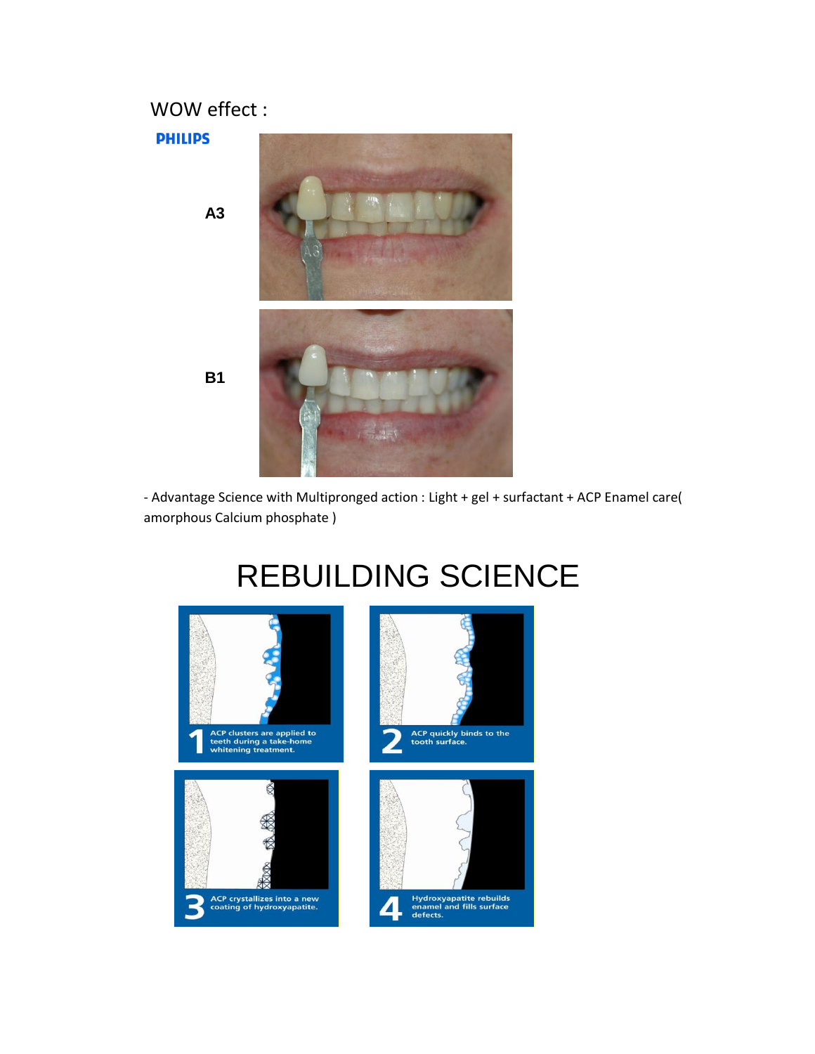WOW effect :

PHILIPS

A3

B1

- Advantage Science with Multipronged action : Light + gel + surfactant + ACP Enamel care( amorphous Calcium phosphate )

# REBUILDING SCIENCE

1 ACP clusters are applied to teeth during a take-home whitening treatment.

2 ACP quickly binds to the tooth surface.

3 ACP crystallizes into a new coating of hydroxyapatite.

4 Hydroxyapatite rebuilds enamel and fills surface defects.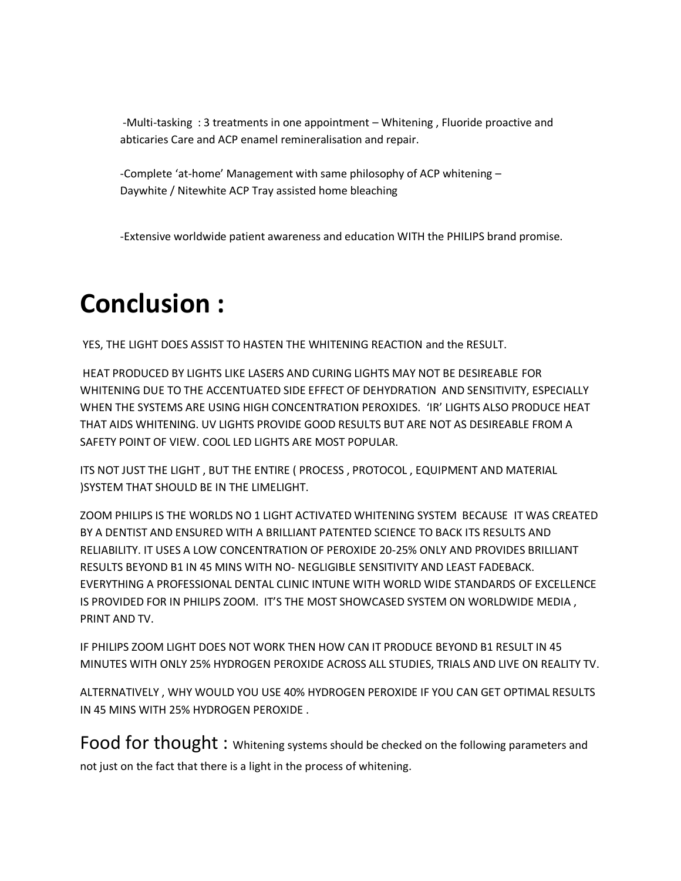-Multi-tasking : 3 treatments in one appointment – Whitening , Fluoride proactive and abticaries Care and ACP enamel remineralisation and repair.

-Complete 'at-home' Management with same philosophy of ACP whitening – Daywhite / Nitewhite ACP Tray assisted home bleaching

-Extensive worldwide patient awareness and education WITH the PHILIPS brand promise.

# Conclusion :

YES, THE LIGHT DOES ASSIST TO HASTEN THE WHITENING REACTION and the RESULT.

HEAT PRODUCED BY LIGHTS LIKE LASERS AND CURING LIGHTS MAY NOT BE DESIREABLE FOR WHITENING DUE TO THE ACCENTUATED SIDE EFFECT OF DEHYDRATION AND SENSITIVITY, ESPECIALLY WHEN THE SYSTEMS ARE USING HIGH CONCENTRATION PEROXIDES. 'IR' LIGHTS ALSO PRODUCE HEAT THAT AIDS WHITENING. UV LIGHTS PROVIDE GOOD RESULTS BUT ARE NOT AS DESIREABLE FROM A SAFETY POINT OF VIEW. COOL LED LIGHTS ARE MOST POPULAR.

ITS NOT JUST THE LIGHT , BUT THE ENTIRE ( PROCESS , PROTOCOL , EQUIPMENT AND MATERIAL )SYSTEM THAT SHOULD BE IN THE LIMELIGHT.

ZOOM PHILIPS IS THE WORLDS NO 1 LIGHT ACTIVATED WHITENING SYSTEM BECAUSE IT WAS CREATED BY A DENTIST AND ENSURED WITH A BRILLIANT PATENTED SCIENCE TO BACK ITS RESULTS AND RELIABILITY. IT USES A LOW CONCENTRATION OF PEROXIDE 20-25% ONLY AND PROVIDES BRILLIANT RESULTS BEYOND B1 IN 45 MINS WITH NO- NEGLIGIBLE SENSITIVITY AND LEAST FADEBACK. EVERYTHING A PROFESSIONAL DENTAL CLINIC INTUNE WITH WORLD WIDE STANDARDS OF EXCELLENCE IS PROVIDED FOR IN PHILIPS ZOOM. IT'S THE MOST SHOWCASED SYSTEM ON WORLDWIDE MEDIA , PRINT AND TV.

IF PHILIPS ZOOM LIGHT DOES NOT WORK THEN HOW CAN IT PRODUCE BEYOND B1 RESULT IN 45 MINUTES WITH ONLY 25% HYDROGEN PEROXIDE ACROSS ALL STUDIES, TRIALS AND LIVE ON REALITY TV.

ALTERNATIVELY , WHY WOULD YOU USE 40% HYDROGEN PEROXIDE IF YOU CAN GET OPTIMAL RESULTS IN 45 MINS WITH 25% HYDROGEN PEROXIDE .

## Food for thought : 

Whitening systems should be checked on the following parameters and not just on the fact that there is a light in the process of whitening.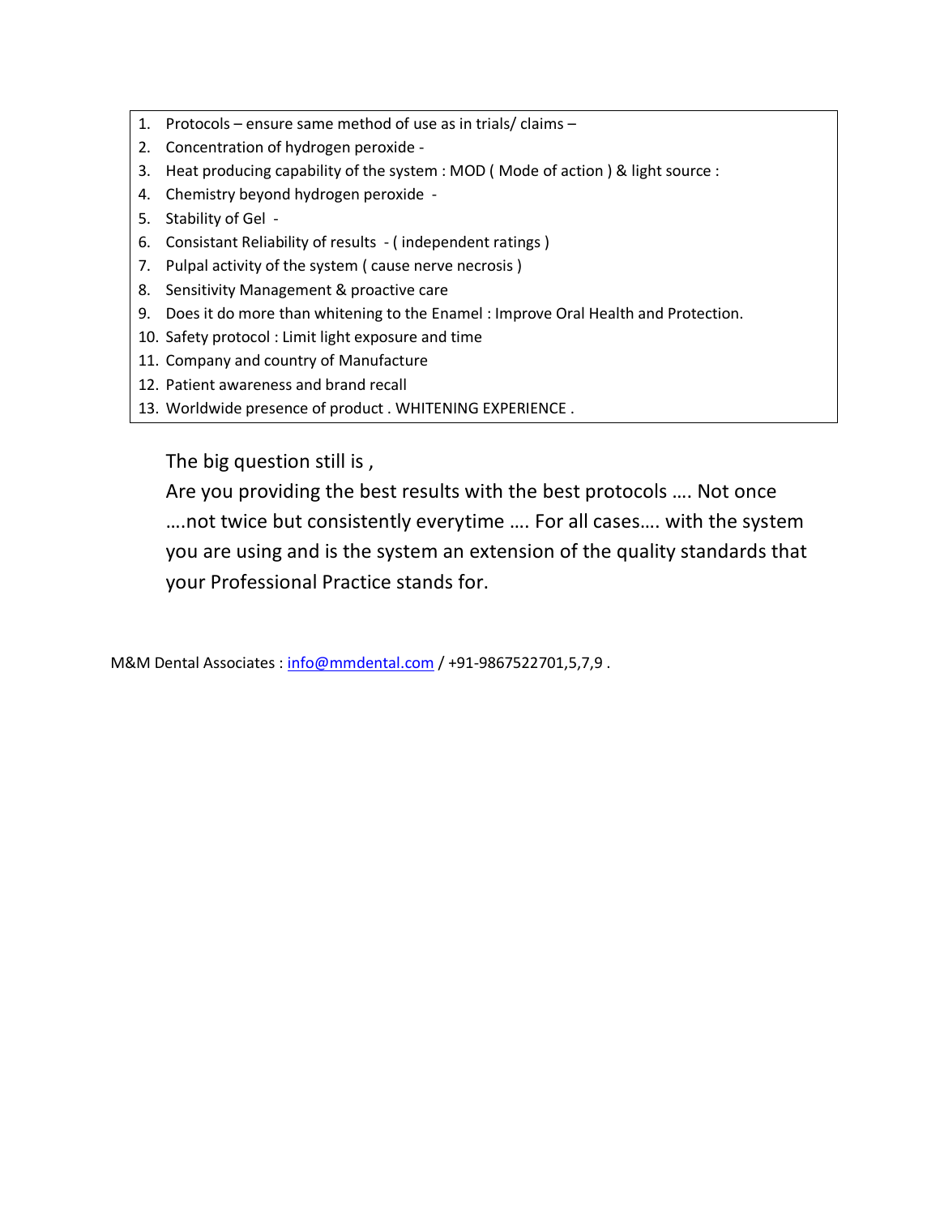1. Protocols – ensure same method of use as in trials/ claims –
2. Concentration of hydrogen peroxide -
3. Heat producing capability of the system : MOD ( Mode of action ) & light source :
4. Chemistry beyond hydrogen peroxide -
5. Stability of Gel -
6. Consistant Reliability of results - ( independent ratings )
7. Pulpal activity of the system ( cause nerve necrosis )
8. Sensitivity Management & proactive care
9. Does it do more than whitening to the Enamel : Improve Oral Health and Protection.
10. Safety protocol : Limit light exposure and time
11. Company and country of Manufacture
12. Patient awareness and brand recall
13. Worldwide presence of product . WHITENING EXPERIENCE .

The big question still is ,

Are you providing the best results with the best protocols …. Not once ….not twice but consistently everytime …. For all cases…. with the system you are using and is the system an extension of the quality standards that your Professional Practice stands for.

M&M Dental Associates : info@mmdental.com / +91-9867522701,5,7,9 .